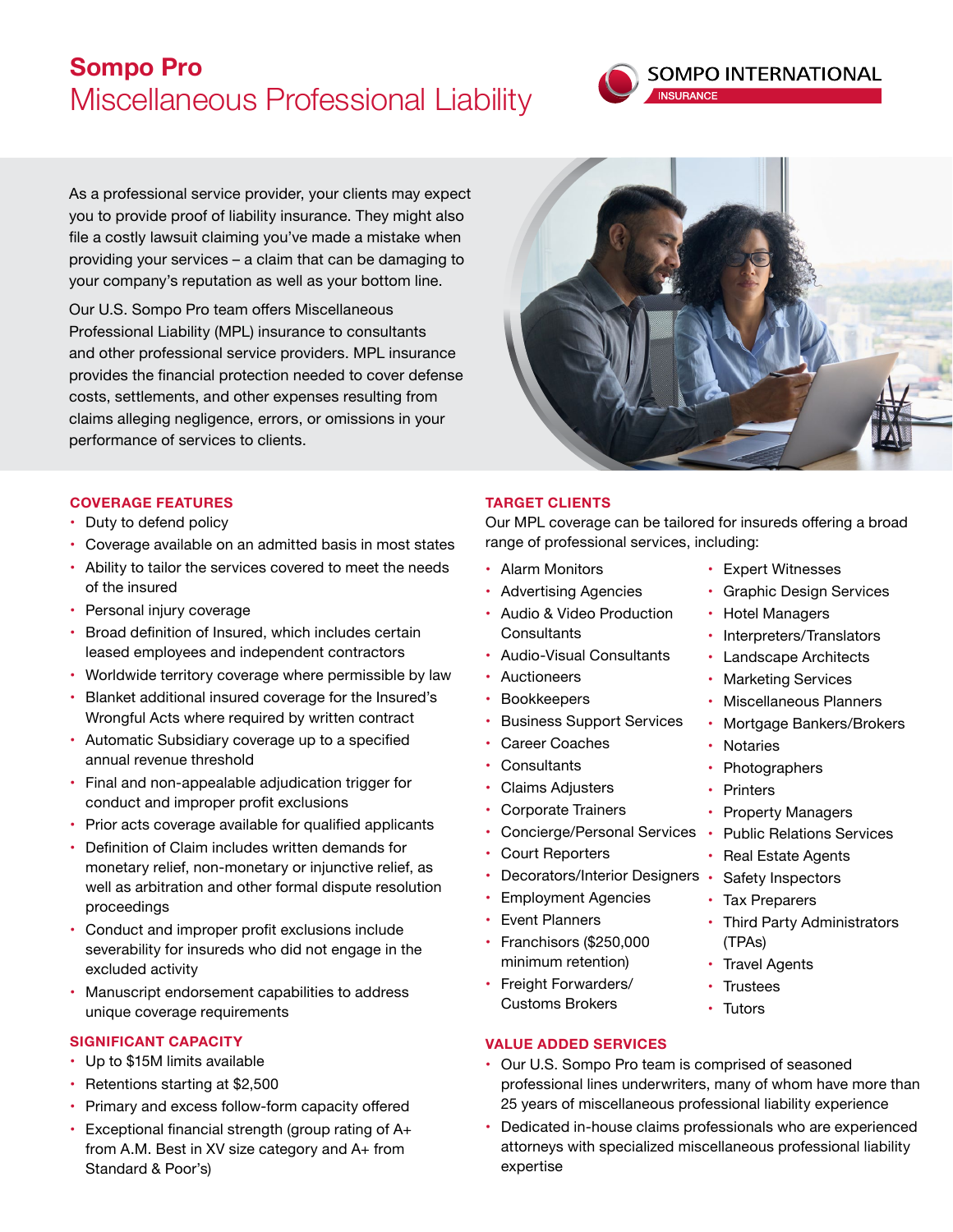# Sompo Pro
## Miscellaneous Professional Liability

SOMPO INTERNATIONAL INSURANCE

As a professional service provider, your clients may expect you to provide proof of liability insurance. They might also file a costly lawsuit claiming you've made a mistake when providing your services – a claim that can be damaging to your company's reputation as well as your bottom line.

Our U.S. Sompo Pro team offers Miscellaneous Professional Liability (MPL) insurance to consultants and other professional service providers. MPL insurance provides the financial protection needed to cover defense costs, settlements, and other expenses resulting from claims alleging negligence, errors, or omissions in your performance of services to clients.

### COVERAGE FEATURES

- Duty to defend policy
- Coverage available on an admitted basis in most states
- Ability to tailor the services covered to meet the needs of the insured
- Personal injury coverage
- Broad definition of Insured, which includes certain leased employees and independent contractors
- Worldwide territory coverage where permissible by law
- Blanket additional insured coverage for the Insured's Wrongful Acts where required by written contract
- Automatic Subsidiary coverage up to a specified annual revenue threshold
- Final and non-appealable adjudication trigger for conduct and improper profit exclusions
- Prior acts coverage available for qualified applicants
- Definition of Claim includes written demands for monetary relief, non-monetary or injunctive relief, as well as arbitration and other formal dispute resolution proceedings
- Conduct and improper profit exclusions include severability for insureds who did not engage in the excluded activity
- Manuscript endorsement capabilities to address unique coverage requirements

### SIGNIFICANT CAPACITY

- Up to $15M limits available
- Retentions starting at $2,500
- Primary and excess follow-form capacity offered
- Exceptional financial strength (group rating of A+ from A.M. Best in XV size category and A+ from Standard & Poor's)

### TARGET CLIENTS

Our MPL coverage can be tailored for insureds offering a broad range of professional services, including:

- Alarm Monitors
- Advertising Agencies
- Audio & Video Production Consultants
- Audio-Visual Consultants
- Auctioneers
- Bookkeepers
- Business Support Services
- Career Coaches
- Consultants
- Claims Adjusters
- Corporate Trainers
- Concierge/Personal Services
- Court Reporters
- Decorators/Interior Designers
- Employment Agencies
- Event Planners
- Franchisors ($250,000 minimum retention)
- Freight Forwarders/ Customs Brokers
- Expert Witnesses
- Graphic Design Services
- Hotel Managers
- Interpreters/Translators
- Landscape Architects
- Marketing Services
- Miscellaneous Planners
- Mortgage Bankers/Brokers
- Notaries
- Photographers
- Printers
- Property Managers
- Public Relations Services
- Real Estate Agents
- Safety Inspectors
- Tax Preparers
- Third Party Administrators (TPAs)
- Travel Agents
- Trustees
- Tutors

### VALUE ADDED SERVICES

- Our U.S. Sompo Pro team is comprised of seasoned professional lines underwriters, many of whom have more than 25 years of miscellaneous professional liability experience
- Dedicated in-house claims professionals who are experienced attorneys with specialized miscellaneous professional liability expertise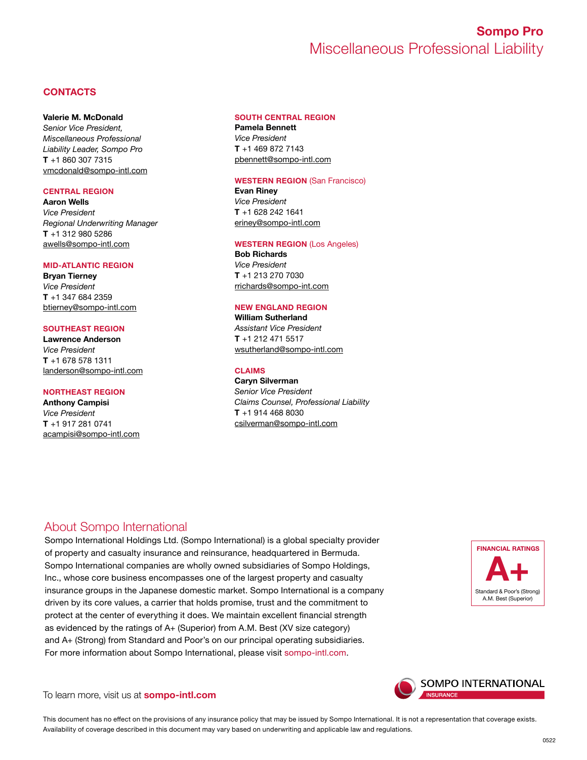# Sompo Pro
## Miscellaneous Professional Liability

## CONTACTS

**Valerie M. McDonald**
*Senior Vice President, Miscellaneous Professional Liability Leader, Sompo Pro*
**T** +1 860 307 7315
vmcdonald@sompo-intl.com

### CENTRAL REGION
**Aaron Wells**
*Vice President*
*Regional Underwriting Manager*
**T** +1 312 980 5286
awells@sompo-intl.com

### MID-ATLANTIC REGION
**Bryan Tierney**
*Vice President*
**T** +1 347 684 2359
btierney@sompo-intl.com

### SOUTHEAST REGION
**Lawrence Anderson**
*Vice President*
**T** +1 678 578 1311
landerson@sompo-intl.com

### NORTHEAST REGION
**Anthony Campisi**
*Vice President*
**T** +1 917 281 0741
acampisi@sompo-intl.com

### SOUTH CENTRAL REGION
**Pamela Bennett**
*Vice President*
**T** +1 469 872 7143
pbennett@sompo-intl.com

### WESTERN REGION (San Francisco)
**Evan Riney**
*Vice President*
**T** +1 628 242 1641
eriney@sompo-intl.com

### WESTERN REGION (Los Angeles)
**Bob Richards**
*Vice President*
**T** +1 213 270 7030
rrichards@sompo-int.com

### NEW ENGLAND REGION
**William Sutherland**
*Assistant Vice President*
**T** +1 212 471 5517
wsutherland@sompo-intl.com

### CLAIMS
**Caryn Silverman**
*Senior Vice President*
*Claims Counsel, Professional Liability*
**T** +1 914 468 8030
csilverman@sompo-intl.com

## About Sompo International

Sompo International Holdings Ltd. (Sompo International) is a global specialty provider of property and casualty insurance and reinsurance, headquartered in Bermuda. Sompo International companies are wholly owned subsidiaries of Sompo Holdings, Inc., whose core business encompasses one of the largest property and casualty insurance groups in the Japanese domestic market. Sompo International is a company driven by its core values, a carrier that holds promise, trust and the commitment to protect at the center of everything it does. We maintain excellent financial strength as evidenced by the ratings of A+ (Superior) from A.M. Best (XV size category) and A+ (Strong) from Standard and Poor's on our principal operating subsidiaries. For more information about Sompo International, please visit sompo-intl.com.

**FINANCIAL RATINGS**
**A+**
Standard & Poor's (Strong)
A.M. Best (Superior)

To learn more, visit us at **sompo-intl.com**

SOMPO INTERNATIONAL
INSURANCE

This document has no effect on the provisions of any insurance policy that may be issued by Sompo International. It is not a representation that coverage exists. Availability of coverage described in this document may vary based on underwriting and applicable law and regulations.

0522